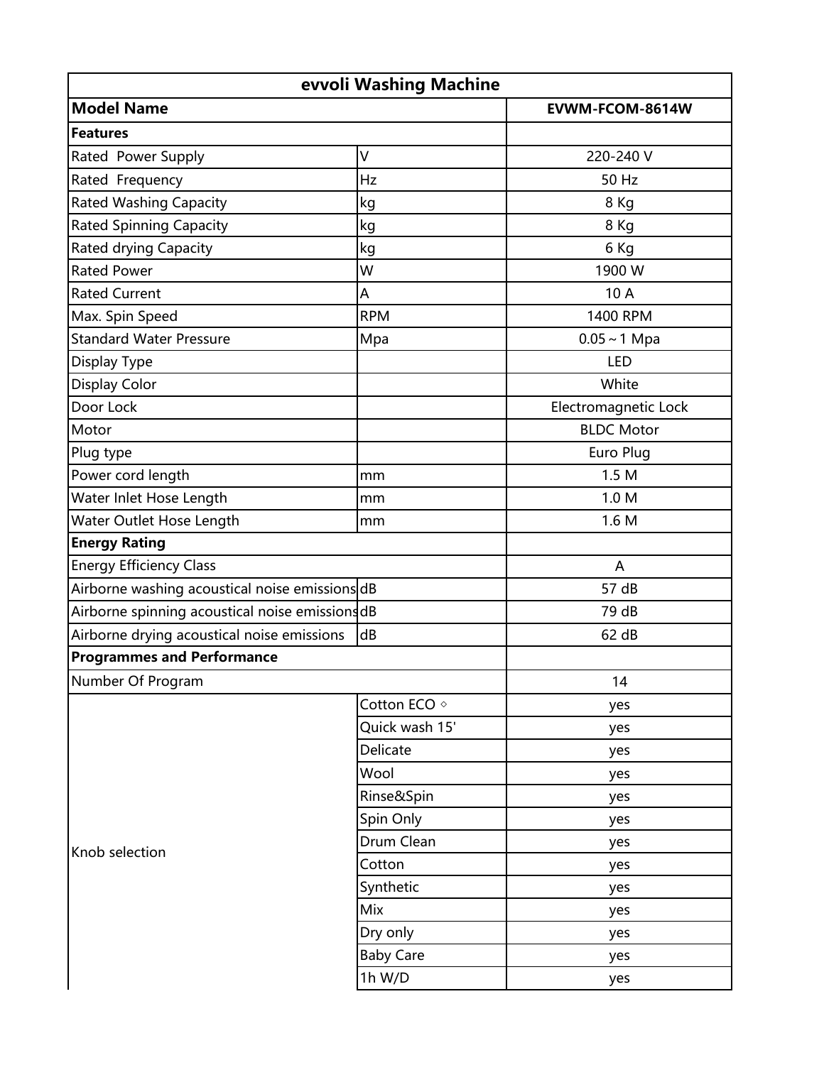| evvoli Washing Machine | | |
|---|---|---|
| **Model Name** | | **EVWM-FCOM-8614W** |
| **Features** | | |
| Rated Power Supply | V | 220-240 V |
| Rated Frequency | Hz | 50 Hz |
| Rated Washing Capacity | kg | 8 Kg |
| Rated Spinning Capacity | kg | 8 Kg |
| Rated drying Capacity | kg | 6 Kg |
| Rated Power | W | 1900 W |
| Rated Current | A | 10 A |
| Max. Spin Speed | RPM | 1400 RPM |
| Standard Water Pressure | Mpa | 0.05 ~ 1 Mpa |
| Display Type | | LED |
| Display Color | | White |
| Door Lock | | Electromagnetic Lock |
| Motor | | BLDC Motor |
| Plug type | | Euro Plug |
| Power cord length | mm | 1.5 M |
| Water Inlet Hose Length | mm | 1.0 M |
| Water Outlet Hose Length | mm | 1.6 M |
| **Energy Rating** | | |
| Energy Efficiency Class | | A |
| Airborne washing acoustical noise emissions | dB | 57 dB |
| Airborne spinning acoustical noise emissions | dB | 79 dB |
| Airborne drying acoustical noise emissions | dB | 62 dB |
| **Programmes and Performance** | | |
| Number Of Program | | 14 |
| Knob selection | Cotton ECO ◇ | yes |
| | Quick wash 15' | yes |
| | Delicate | yes |
| | Wool | yes |
| | Rinse&Spin | yes |
| | Spin Only | yes |
| | Drum Clean | yes |
| | Cotton | yes |
| | Synthetic | yes |
| | Mix | yes |
| | Dry only | yes |
| | Baby Care | yes |
| | 1h W/D | yes |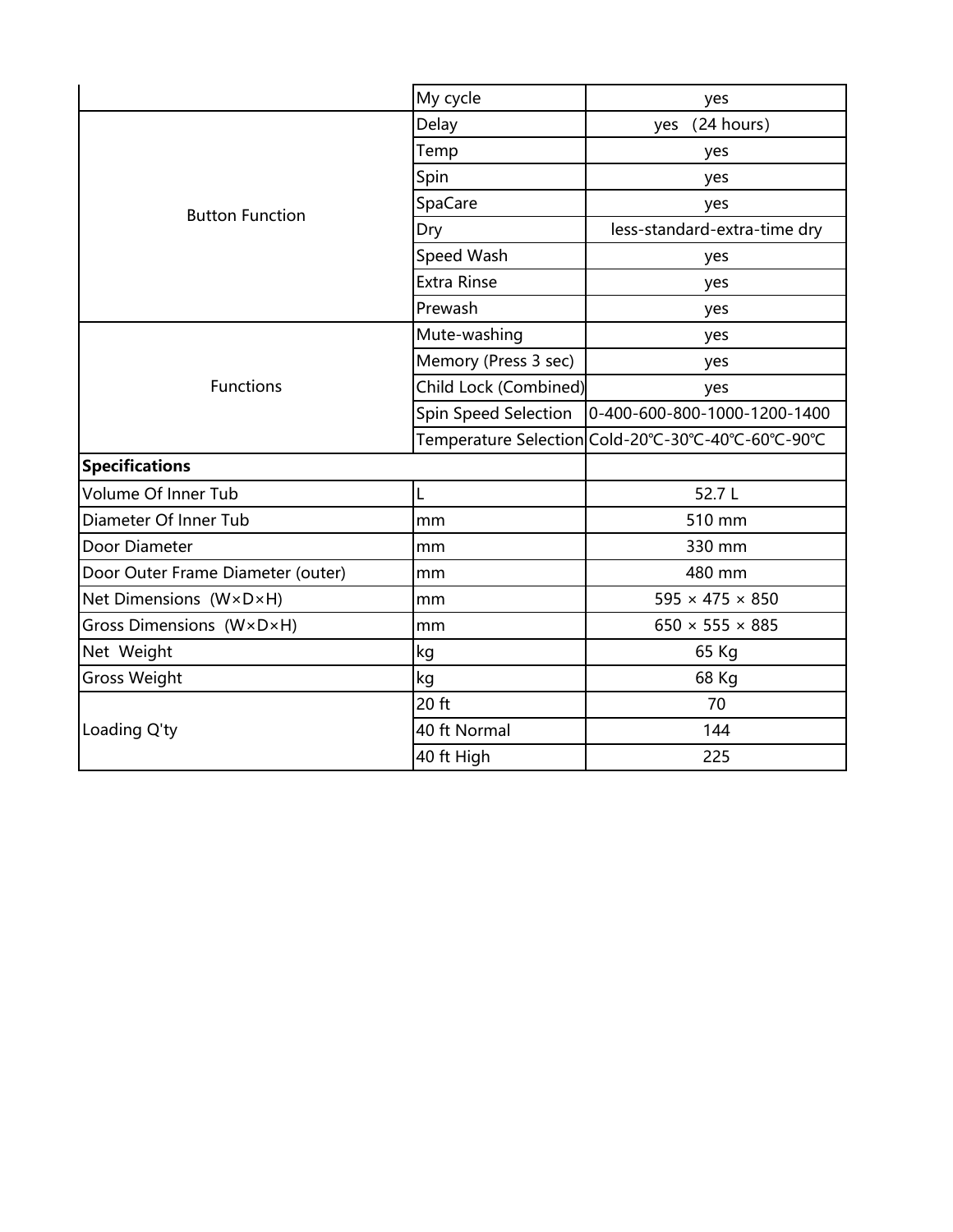| | | |
|---|---|---|
| | My cycle | yes |
| Button Function | Delay | yes (24 hours) |
| | Temp | yes |
| | Spin | yes |
| | SpaCare | yes |
| | Dry | less-standard-extra-time dry |
| | Speed Wash | yes |
| | Extra Rinse | yes |
| | Prewash | yes |
| Functions | Mute-washing | yes |
| | Memory (Press 3 sec) | yes |
| | Child Lock (Combined) | yes |
| | Spin Speed Selection | 0-400-600-800-1000-1200-1400 |
| | Temperature Selection | Cold-20℃-30℃-40℃-60℃-90℃ |
| **Specifications** | | |
| Volume Of Inner Tub | L | 52.7 L |
| Diameter Of Inner Tub | mm | 510 mm |
| Door Diameter | mm | 330 mm |
| Door Outer Frame Diameter (outer) | mm | 480 mm |
| Net Dimensions (W×D×H) | mm | 595 × 475 × 850 |
| Gross Dimensions (W×D×H) | mm | 650 × 555 × 885 |
| Net Weight | kg | 65 Kg |
| Gross Weight | kg | 68 Kg |
| Loading Q'ty | 20 ft | 70 |
| | 40 ft Normal | 144 |
| | 40 ft High | 225 |